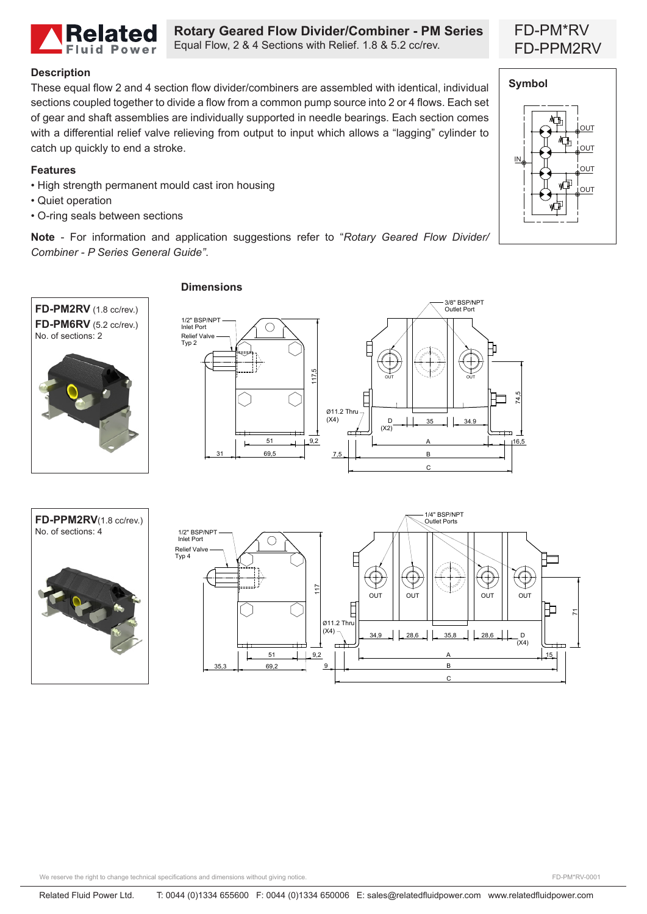# Rotary Geared Flow Divider/Combiner - PM Series

Equal Flow, 2 & 4 Sections with Relief. 1.8 & 5.2 cc/rev.

FD-PM*RV
FD-PPM2RV

## Description

These equal flow 2 and 4 section flow divider/combiners are assembled with identical, individual sections coupled together to divide a flow from a common pump source into 2 or 4 flows. Each set of gear and shaft assemblies are individually supported in needle bearings. Each section comes with a differential relief valve relieving from output to input which allows a “lagging” cylinder to catch up quickly to end a stroke.

## Features

- High strength permanent mould cast iron housing
- Quiet operation
- O-ring seals between sections

**Note** - For information and application suggestions refer to “*Rotary Geared Flow Divider/ Combiner - P Series General Guide”*.

## Symbol

IN, OUT, OUT, OUT, OUT

## Dimensions

**FD-PM2RV** (1.8 cc/rev.)
**FD-PM6RV** (5.2 cc/rev.)
No. of sections: 2

1/2" BSP/NPT Inlet Port; Relief Valve Typ 2; 3/8" BSP/NPT Outlet Port; Ø11.2 Thru (X4); D (X2)

Dimensions: 117,5; 51; 9,2; 31; 69,5; 35; 34.9; 74,5; 16,5; 7,5; A; B; C

**FD-PPM2RV** (1.8 cc/rev.)
No. of sections: 4

1/2" BSP/NPT Inlet Port; Relief Valve Typ 4; 1/4" BSP/NPT Outlet Ports; Ø11.2 Thru (X4); D (X4)

Dimensions: 117; 51; 9,2; 35,3; 69,2; 9; 34,9; 28,6; 35,8; 28,6; 71; 15; A; B; C

We reserve the right to change technical specifications and dimensions without giving notice.

FD-PM*RV-0001

Related Fluid Power Ltd. T: 0044 (0)1334 655600 F: 0044 (0)1334 650006 E: sales@relatedfluidpower.com www.relatedfluidpower.com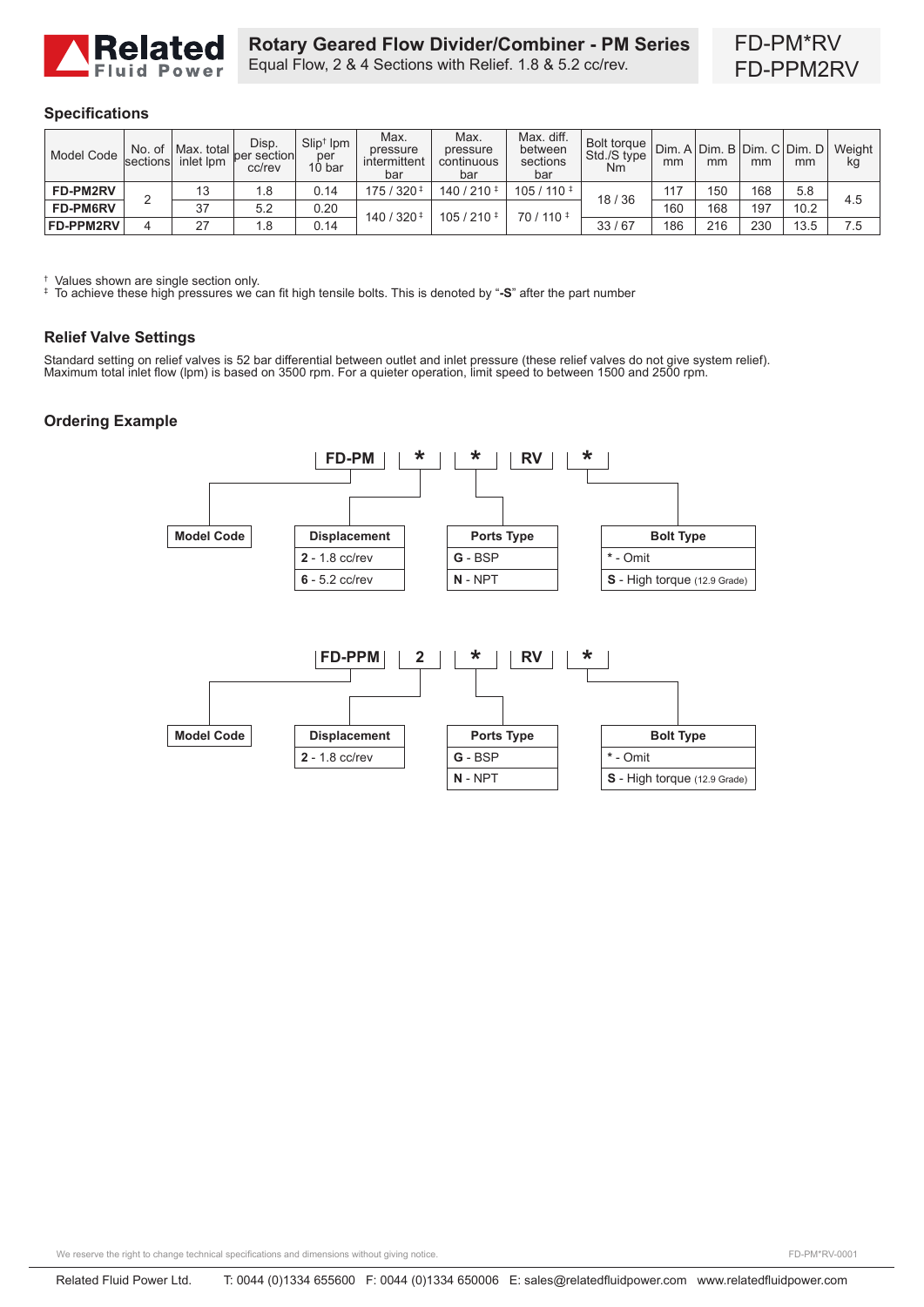**Related Fluid Power**

**Rotary Geared Flow Divider/Combiner - PM Series**
Equal Flow, 2 & 4 Sections with Relief. 1.8 & 5.2 cc/rev.

FD-PM*RV
FD-PPM2RV

## Specifications

| Model Code | No. of sections | Max. total inlet lpm | Disp. per section cc/rev | Slip† lpm per 10 bar | Max. pressure intermittent bar | Max. pressure continuous bar | Max. diff. between sections bar | Bolt torque Std./S type Nm | Dim. A mm | Dim. B mm | Dim. C mm | Dim. D mm | Weight kg |
|---|---|---|---|---|---|---|---|---|---|---|---|---|---|
| **FD-PM2RV** | 2 | 13 | 1.8 | 0.14 | 175 / 320 ‡ | 140 / 210 ‡ | 105 / 110 ‡ | 18 / 36 | 117 | 150 | 168 | 5.8 | 4.5 |
| **FD-PM6RV** | | 37 | 5.2 | 0.20 | 140 / 320 ‡ | 105 / 210 ‡ | 70 / 110 ‡ | | 160 | 168 | 197 | 10.2 | |
| **FD-PPM2RV** | 4 | 27 | 1.8 | 0.14 | | | | 33 / 67 | 186 | 216 | 230 | 13.5 | 7.5 |

† Values shown are single section only.
‡ To achieve these high pressures we can fit high tensile bolts. This is denoted by "**-S**" after the part number

## Relief Valve Settings

Standard setting on relief valves is 52 bar differential between outlet and inlet pressure (these relief valves do not give system relief).
Maximum total inlet flow (lpm) is based on 3500 rpm. For a quieter operation, limit speed to between 1500 and 2500 rpm.

## Ordering Example

**FD-PM** | * | * | **RV** | *

- **Model Code**
- **Displacement**
  - **2** - 1.8 cc/rev
  - **6** - 5.2 cc/rev
- **Ports Type**
  - **G** - BSP
  - **N** - NPT
- **Bolt Type**
  - * - Omit
  - **S** - High torque (12.9 Grade)

**FD-PPM** | 2 | * | **RV** | *

- **Model Code**
- **Displacement**
  - **2** - 1.8 cc/rev
- **Ports Type**
  - **G** - BSP
  - **N** - NPT
- **Bolt Type**
  - * - Omit
  - **S** - High torque (12.9 Grade)

We reserve the right to change technical specifications and dimensions without giving notice.

FD-PM*RV-0001

Related Fluid Power Ltd. T: 0044 (0)1334 655600 F: 0044 (0)1334 650006 E: sales@relatedfluidpower.com www.relatedfluidpower.com